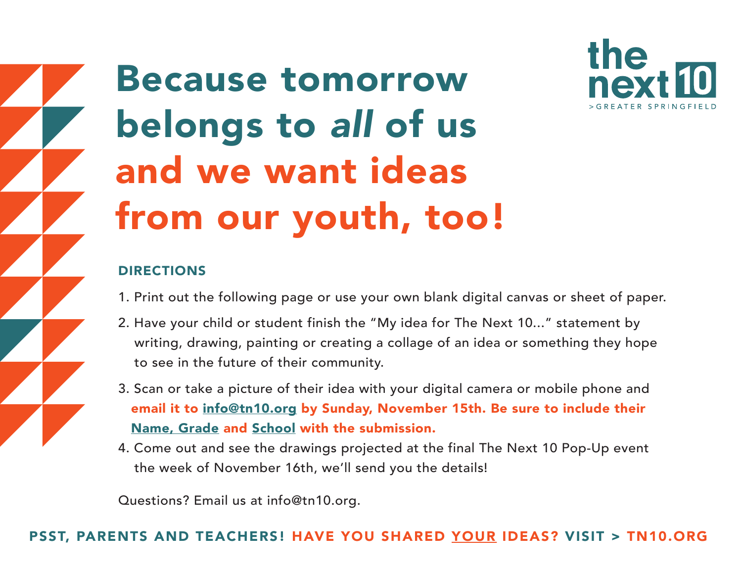the next 10
>GREATER SPRINGFIELD

# Because tomorrow belongs to *all* of us and we want ideas from our youth, too!

### DIRECTIONS

1. Print out the following page or use your own blank digital canvas or sheet of paper.
2. Have your child or student finish the "My idea for The Next 10..." statement by writing, drawing, painting or creating a collage of an idea or something they hope to see in the future of their community.
3. Scan or take a picture of their idea with your digital camera or mobile phone and **email it to info@tn10.org by Sunday, November 15th. Be sure to include their Name, Grade and School with the submission.**
4. Come out and see the drawings projected at the final The Next 10 Pop-Up event the week of November 16th, we'll send you the details!

Questions? Email us at info@tn10.org.

**PSST, PARENTS AND TEACHERS! HAVE YOU SHARED YOUR IDEAS? VISIT > TN10.ORG**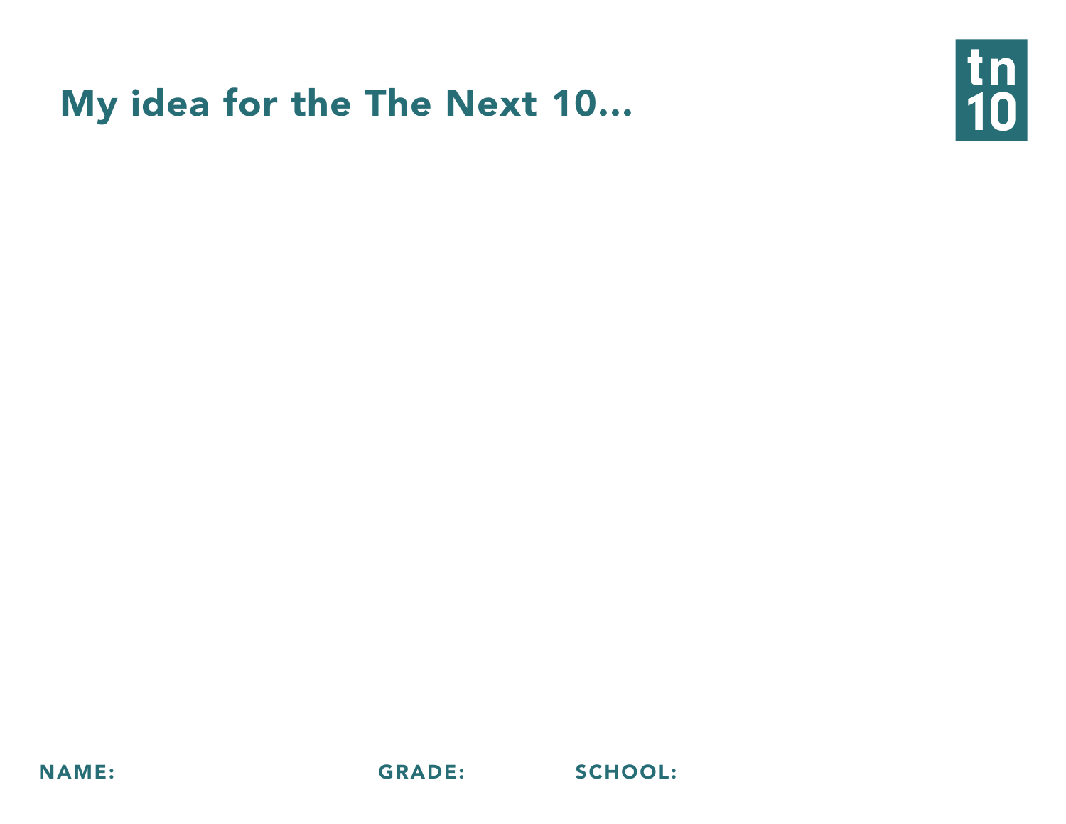# My idea for the The Next 10...

tn
10

**NAME:** ______________________ **GRADE:** ________ **SCHOOL:** ______________________________